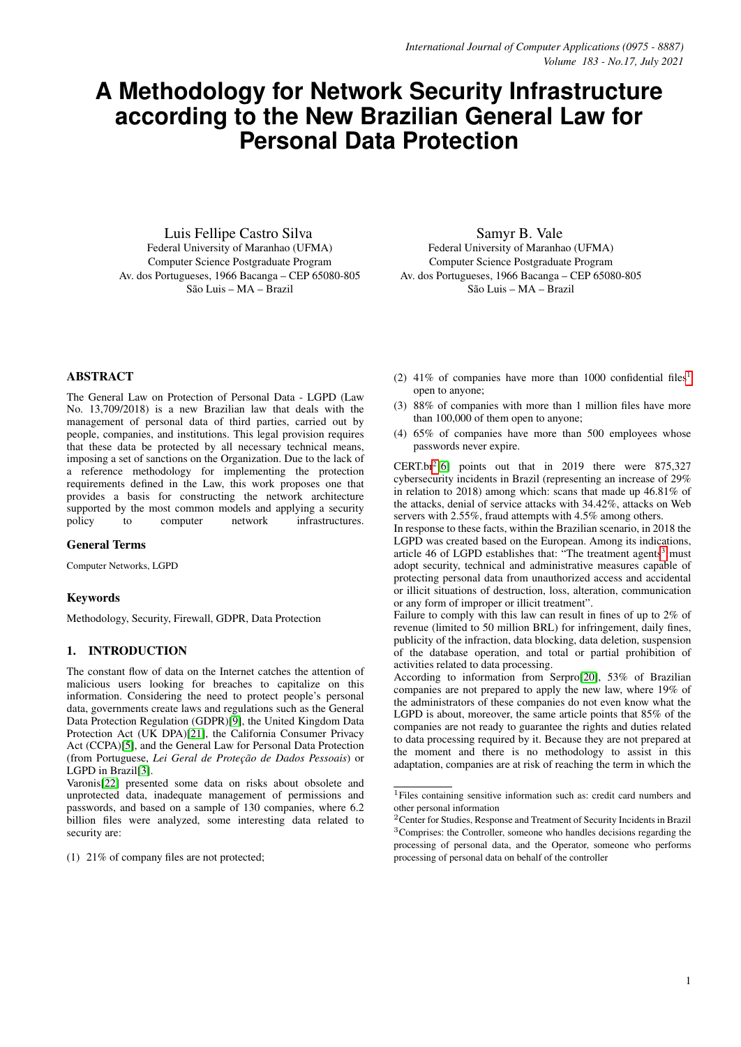# A Methodology for Network Security Infrastructure according to the New Brazilian General Law for Personal Data Protection

Luis Fellipe Castro Silva
Federal University of Maranhao (UFMA)
Computer Science Postgraduate Program
Av. dos Portugueses, 1966 Bacanga – CEP 65080-805
São Luis – MA – Brazil

Samyr B. Vale
Federal University of Maranhao (UFMA)
Computer Science Postgraduate Program
Av. dos Portugueses, 1966 Bacanga – CEP 65080-805
São Luis – MA – Brazil

## ABSTRACT

The General Law on Protection of Personal Data - LGPD (Law No. 13,709/2018) is a new Brazilian law that deals with the management of personal data of third parties, carried out by people, companies, and institutions. This legal provision requires that these data be protected by all necessary technical means, imposing a set of sanctions on the Organization. Due to the lack of a reference methodology for implementing the protection requirements defined in the Law, this work proposes one that provides a basis for constructing the network architecture supported by the most common models and applying a security policy to computer network infrastructures.

### General Terms

Computer Networks, LGPD

### Keywords

Methodology, Security, Firewall, GDPR, Data Protection

## 1. INTRODUCTION

The constant flow of data on the Internet catches the attention of malicious users looking for breaches to capitalize on this information. Considering the need to protect people's personal data, governments create laws and regulations such as the General Data Protection Regulation (GDPR)[9], the United Kingdom Data Protection Act (UK DPA)[21], the California Consumer Privacy Act (CCPA)[5], and the General Law for Personal Data Protection (from Portuguese, *Lei Geral de Proteção de Dados Pessoais*) or LGPD in Brazil[3].

Varonis[22] presented some data on risks about obsolete and unprotected data, inadequate management of permissions and passwords, and based on a sample of 130 companies, where 6.2 billion files were analyzed, some interesting data related to security are:

(1) 21% of company files are not protected;

(2) 41% of companies have more than 1000 confidential files[1] open to anyone;

(3) 88% of companies with more than 1 million files have more than 100,000 of them open to anyone;

(4) 65% of companies have more than 500 employees whose passwords never expire.

CERT.br[2][6] points out that in 2019 there were 875,327 cybersecurity incidents in Brazil (representing an increase of 29% in relation to 2018) among which: scans that made up 46.81% of the attacks, denial of service attacks with 34.42%, attacks on Web servers with 2.55%, fraud attempts with 4.5% among others.

In response to these facts, within the Brazilian scenario, in 2018 the LGPD was created based on the European. Among its indications, article 46 of LGPD establishes that: "The treatment agents[3] must adopt security, technical and administrative measures capable of protecting personal data from unauthorized access and accidental or illicit situations of destruction, loss, alteration, communication or any form of improper or illicit treatment".

Failure to comply with this law can result in fines of up to 2% of revenue (limited to 50 million BRL) for infringement, daily fines, publicity of the infraction, data blocking, data deletion, suspension of the database operation, and total or partial prohibition of activities related to data processing.

According to information from Serpro[20], 53% of Brazilian companies are not prepared to apply the new law, where 19% of the administrators of these companies do not even know what the LGPD is about, moreover, the same article points that 85% of the companies are not ready to guarantee the rights and duties related to data processing required by it. Because they are not prepared at the moment and there is no methodology to assist in this adaptation, companies are at risk of reaching the term in which the

[1] Files containing sensitive information such as: credit card numbers and other personal information

[2] Center for Studies, Response and Treatment of Security Incidents in Brazil

[3] Comprises: the Controller, someone who handles decisions regarding the processing of personal data, and the Operator, someone who performs processing of personal data on behalf of the controller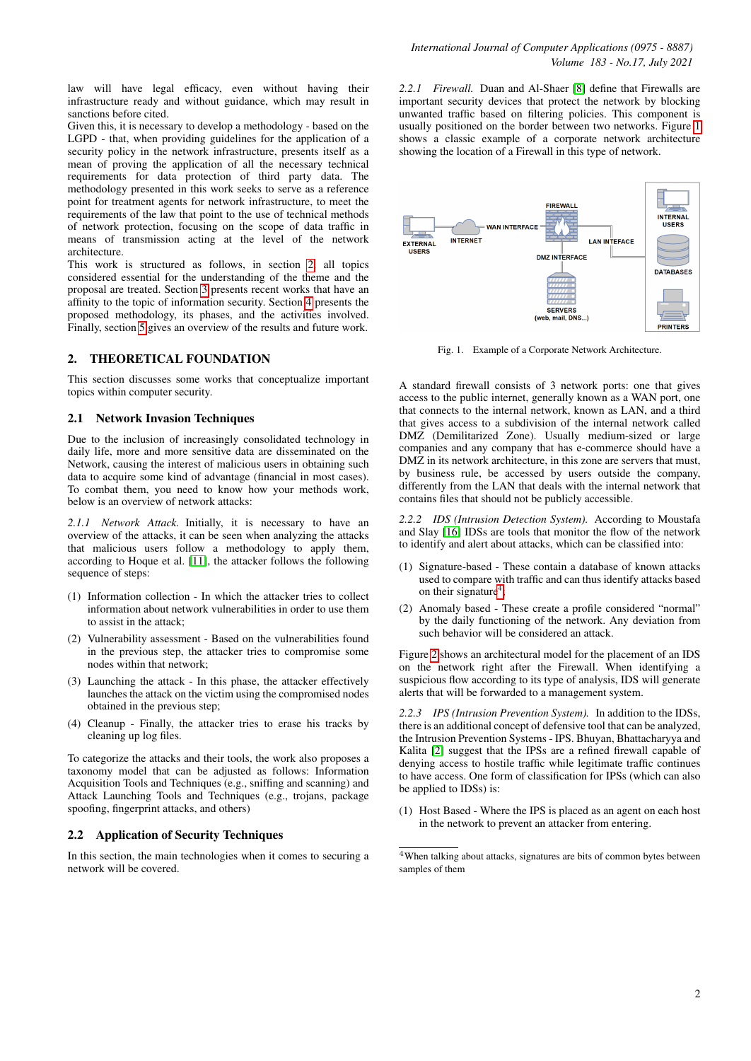law will have legal efficacy, even without having their infrastructure ready and without guidance, which may result in sanctions before cited.

Given this, it is necessary to develop a methodology - based on the LGPD - that, when providing guidelines for the application of a security policy in the network infrastructure, presents itself as a mean of proving the application of all the necessary technical requirements for data protection of third party data. The methodology presented in this work seeks to serve as a reference point for treatment agents for network infrastructure, to meet the requirements of the law that point to the use of technical methods of network protection, focusing on the scope of data traffic in means of transmission acting at the level of the network architecture.

This work is structured as follows, in section 2 all topics considered essential for the understanding of the theme and the proposal are treated. Section 3 presents recent works that have an affinity to the topic of information security. Section 4 presents the proposed methodology, its phases, and the activities involved. Finally, section 5 gives an overview of the results and future work.

## 2. THEORETICAL FOUNDATION

This section discusses some works that conceptualize important topics within computer security.

### 2.1 Network Invasion Techniques

Due to the inclusion of increasingly consolidated technology in daily life, more and more sensitive data are disseminated on the Network, causing the interest of malicious users in obtaining such data to acquire some kind of advantage (financial in most cases). To combat them, you need to know how your methods work, below is an overview of network attacks:

*2.1.1 Network Attack.* Initially, it is necessary to have an overview of the attacks, it can be seen when analyzing the attacks that malicious users follow a methodology to apply them, according to Hoque et al. [11], the attacker follows the following sequence of steps:

(1) Information collection - In which the attacker tries to collect information about network vulnerabilities in order to use them to assist in the attack;

(2) Vulnerability assessment - Based on the vulnerabilities found in the previous step, the attacker tries to compromise some nodes within that network;

(3) Launching the attack - In this phase, the attacker effectively launches the attack on the victim using the compromised nodes obtained in the previous step;

(4) Cleanup - Finally, the attacker tries to erase his tracks by cleaning up log files.

To categorize the attacks and their tools, the work also proposes a taxonomy model that can be adjusted as follows: Information Acquisition Tools and Techniques (e.g., sniffing and scanning) and Attack Launching Tools and Techniques (e.g., trojans, package spoofing, fingerprint attacks, and others)

### 2.2 Application of Security Techniques

In this section, the main technologies when it comes to securing a network will be covered.

*2.2.1 Firewall.* Duan and Al-Shaer [8] define that Firewalls are important security devices that protect the network by blocking unwanted traffic based on filtering policies. This component is usually positioned on the border between two networks. Figure 1 shows a classic example of a corporate network architecture showing the location of a Firewall in this type of network.

Fig. 1. Example of a Corporate Network Architecture.

A standard firewall consists of 3 network ports: one that gives access to the public internet, generally known as a WAN port, one that connects to the internal network, known as LAN, and a third that gives access to a subdivision of the internal network called DMZ (Demilitarized Zone). Usually medium-sized or large companies and any company that has e-commerce should have a DMZ in its network architecture, in this zone are servers that must, by business rule, be accessed by users outside the company, differently from the LAN that deals with the internal network that contains files that should not be publicly accessible.

*2.2.2 IDS (Intrusion Detection System).* According to Moustafa and Slay [16] IDSs are tools that monitor the flow of the network to identify and alert about attacks, which can be classified into:

(1) Signature-based - These contain a database of known attacks used to compare with traffic and can thus identify attacks based on their signature[4].

(2) Anomaly based - These create a profile considered "normal" by the daily functioning of the network. Any deviation from such behavior will be considered an attack.

Figure 2 shows an architectural model for the placement of an IDS on the network right after the Firewall. When identifying a suspicious flow according to its type of analysis, IDS will generate alerts that will be forwarded to a management system.

*2.2.3 IPS (Intrusion Prevention System).* In addition to the IDSs, there is an additional concept of defensive tool that can be analyzed, the Intrusion Prevention Systems - IPS. Bhuyan, Bhattacharyya and Kalita [2] suggest that the IPSs are a refined firewall capable of denying access to hostile traffic while legitimate traffic continues to have access. One form of classification for IPSs (which can also be applied to IDSs) is:

(1) Host Based - Where the IPS is placed as an agent on each host in the network to prevent an attacker from entering.

[4] When talking about attacks, signatures are bits of common bytes between samples of them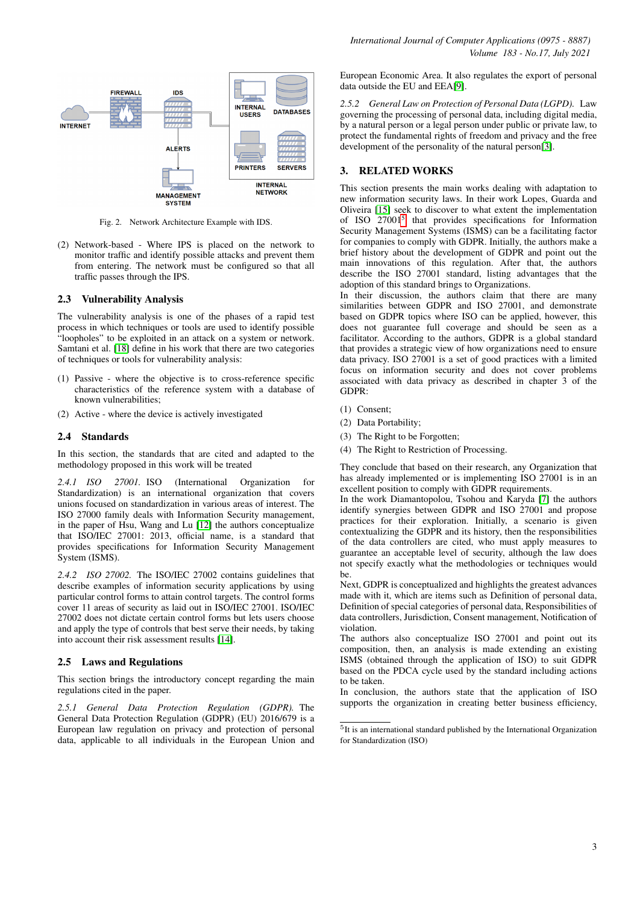Fig. 2. Network Architecture Example with IDS.

(2) Network-based - Where IPS is placed on the network to monitor traffic and identify possible attacks and prevent them from entering. The network must be configured so that all traffic passes through the IPS.

### 2.3 Vulnerability Analysis

The vulnerability analysis is one of the phases of a rapid test process in which techniques or tools are used to identify possible "loopholes" to be exploited in an attack on a system or network. Samtani et al. [18] define in his work that there are two categories of techniques or tools for vulnerability analysis:

(1) Passive - where the objective is to cross-reference specific characteristics of the reference system with a database of known vulnerabilities;

(2) Active - where the device is actively investigated

### 2.4 Standards

In this section, the standards that are cited and adapted to the methodology proposed in this work will be treated

*2.4.1 ISO 27001.* ISO (International Organization for Standardization) is an international organization that covers unions focused on standardization in various areas of interest. The ISO 27000 family deals with Information Security management, in the paper of Hsu, Wang and Lu [12] the authors conceptualize that ISO/IEC 27001: 2013, official name, is a standard that provides specifications for Information Security Management System (ISMS).

*2.4.2 ISO 27002.* The ISO/IEC 27002 contains guidelines that describe examples of information security applications by using particular control forms to attain control targets. The control forms cover 11 areas of security as laid out in ISO/IEC 27001. ISO/IEC 27002 does not dictate certain control forms but lets users choose and apply the type of controls that best serve their needs, by taking into account their risk assessment results [14].

### 2.5 Laws and Regulations

This section brings the introductory concept regarding the main regulations cited in the paper.

*2.5.1 General Data Protection Regulation (GDPR).* The General Data Protection Regulation (GDPR) (EU) 2016/679 is a European law regulation on privacy and protection of personal data, applicable to all individuals in the European Union and European Economic Area. It also regulates the export of personal data outside the EU and EEA[9].

*2.5.2 General Law on Protection of Personal Data (LGPD).* Law governing the processing of personal data, including digital media, by a natural person or a legal person under public or private law, to protect the fundamental rights of freedom and privacy and the free development of the personality of the natural person[3].

## 3. RELATED WORKS

This section presents the main works dealing with adaptation to new information security laws. In their work Lopes, Guarda and Oliveira [15] seek to discover to what extent the implementation of ISO 27001[5] that provides specifications for Information Security Management Systems (ISMS) can be a facilitating factor for companies to comply with GDPR. Initially, the authors make a brief history about the development of GDPR and point out the main innovations of this regulation. After that, the authors describe the ISO 27001 standard, listing advantages that the adoption of this standard brings to Organizations.

In their discussion, the authors claim that there are many similarities between GDPR and ISO 27001, and demonstrate based on GDPR topics where ISO can be applied, however, this does not guarantee full coverage and should be seen as a facilitator. According to the authors, GDPR is a global standard that provides a strategic view of how organizations need to ensure data privacy. ISO 27001 is a set of good practices with a limited focus on information security and does not cover problems associated with data privacy as described in chapter 3 of the GDPR:

(1) Consent;

(2) Data Portability;

(3) The Right to be Forgotten;

(4) The Right to Restriction of Processing.

They conclude that based on their research, any Organization that has already implemented or is implementing ISO 27001 is in an excellent position to comply with GDPR requirements.

In the work Diamantopolou, Tsohou and Karyda [7] the authors identify synergies between GDPR and ISO 27001 and propose practices for their exploration. Initially, a scenario is given contextualizing the GDPR and its history, then the responsibilities of the data controllers are cited, who must apply measures to guarantee an acceptable level of security, although the law does not specify exactly what the methodologies or techniques would be.

Next, GDPR is conceptualized and highlights the greatest advances made with it, which are items such as Definition of personal data, Definition of special categories of personal data, Responsibilities of data controllers, Jurisdiction, Consent management, Notification of violation.

The authors also conceptualize ISO 27001 and point out its composition, then, an analysis is made extending an existing ISMS (obtained through the application of ISO) to suit GDPR based on the PDCA cycle used by the standard including actions to be taken.

In conclusion, the authors state that the application of ISO supports the organization in creating better business efficiency,

[5] It is an international standard published by the International Organization for Standardization (ISO)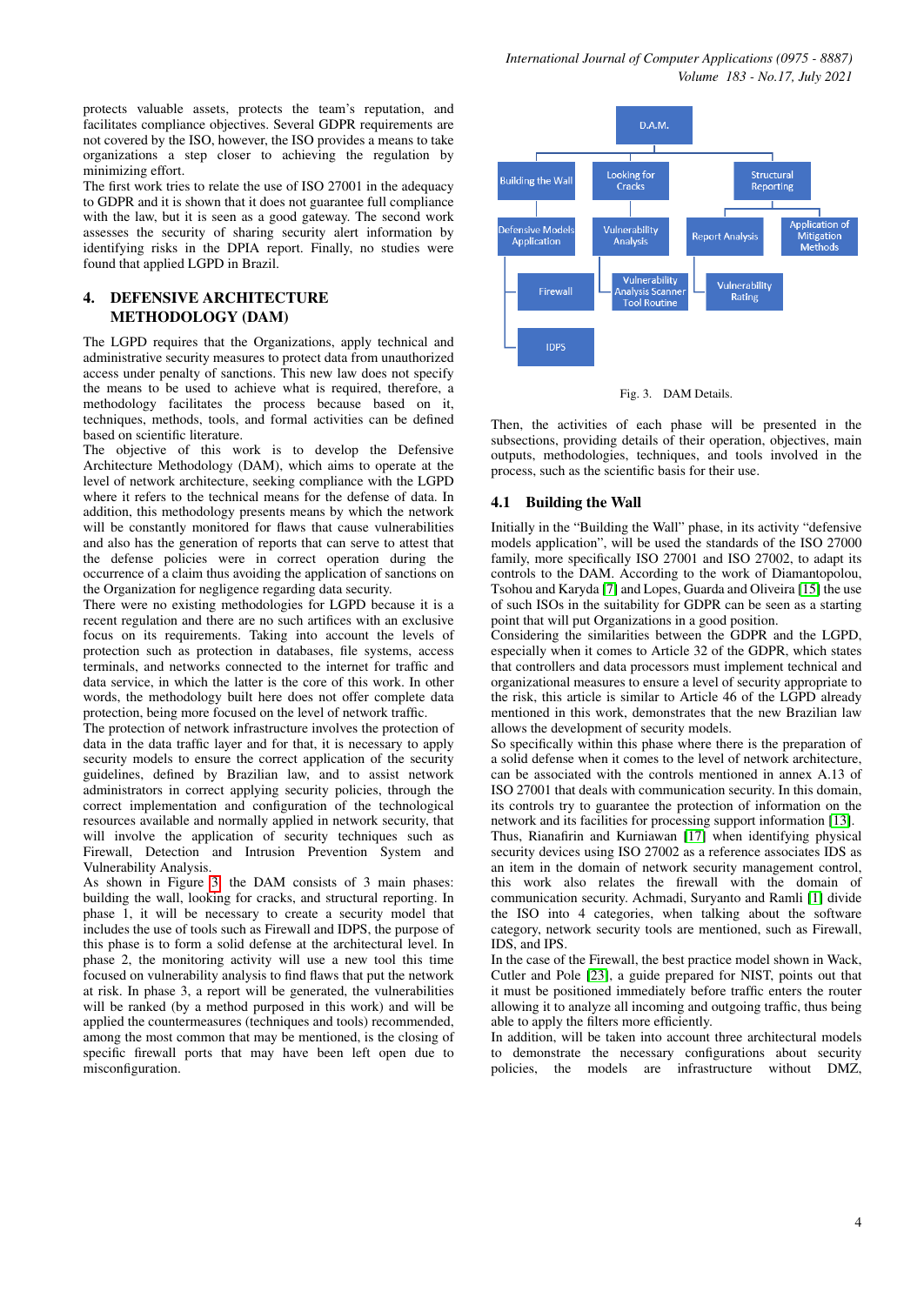protects valuable assets, protects the team's reputation, and facilitates compliance objectives. Several GDPR requirements are not covered by the ISO, however, the ISO provides a means to take organizations a step closer to achieving the regulation by minimizing effort.
The first work tries to relate the use of ISO 27001 in the adequacy to GDPR and it is shown that it does not guarantee full compliance with the law, but it is seen as a good gateway. The second work assesses the security of sharing security alert information by identifying risks in the DPIA report. Finally, no studies were found that applied LGPD in Brazil.

## 4. DEFENSIVE ARCHITECTURE METHODOLOGY (DAM)

The LGPD requires that the Organizations, apply technical and administrative security measures to protect data from unauthorized access under penalty of sanctions. This new law does not specify the means to be used to achieve what is required, therefore, a methodology facilitates the process because based on it, techniques, methods, tools, and formal activities can be defined based on scientific literature.
The objective of this work is to develop the Defensive Architecture Methodology (DAM), which aims to operate at the level of network architecture, seeking compliance with the LGPD where it refers to the technical means for the defense of data. In addition, this methodology presents means by which the network will be constantly monitored for flaws that cause vulnerabilities and also has the generation of reports that can serve to attest that the defense policies were in correct operation during the occurrence of a claim thus avoiding the application of sanctions on the Organization for negligence regarding data security.
There were no existing methodologies for LGPD because it is a recent regulation and there are no such artifices with an exclusive focus on its requirements. Taking into account the levels of protection such as protection in databases, file systems, access terminals, and networks connected to the internet for traffic and data service, in which the latter is the core of this work. In other words, the methodology built here does not offer complete data protection, being more focused on the level of network traffic.
The protection of network infrastructure involves the protection of data in the data traffic layer and for that, it is necessary to apply security models to ensure the correct application of the security guidelines, defined by Brazilian law, and to assist network administrators in correct applying security policies, through the correct implementation and configuration of the technological resources available and normally applied in network security, that will involve the application of security techniques such as Firewall, Detection and Intrusion Prevention System and Vulnerability Analysis.
As shown in Figure 3, the DAM consists of 3 main phases: building the wall, looking for cracks, and structural reporting. In phase 1, it will be necessary to create a security model that includes the use of tools such as Firewall and IDPS, the purpose of this phase is to form a solid defense at the architectural level. In phase 2, the monitoring activity will use a new tool this time focused on vulnerability analysis to find flaws that put the network at risk. In phase 3, a report will be generated, the vulnerabilities will be ranked (by a method purposed in this work) and will be applied the countermeasures (techniques and tools) recommended, among the most common that may be mentioned, is the closing of specific firewall ports that may have been left open due to misconfiguration.

D.A.M.
- Building the Wall
  - Defensive Models Application
    - Firewall
    - IDPS
- Looking for Cracks
  - Vulnerability Analysis
    - Vulnerability Analysis Scanner Tool Routine
- Structural Reporting
  - Report Analysis
    - Vulnerability Rating
  - Application of Mitigation Methods

Fig. 3. DAM Details.

Then, the activities of each phase will be presented in the subsections, providing details of their operation, objectives, main outputs, methodologies, techniques, and tools involved in the process, such as the scientific basis for their use.

### 4.1 Building the Wall

Initially in the "Building the Wall" phase, in its activity "defensive models application", will be used the standards of the ISO 27000 family, more specifically ISO 27001 and ISO 27002, to adapt its controls to the DAM. According to the work of Diamantopolou, Tsohou and Karyda [7] and Lopes, Guarda and Oliveira [15] the use of such ISOs in the suitability for GDPR can be seen as a starting point that will put Organizations in a good position.
Considering the similarities between the GDPR and the LGPD, especially when it comes to Article 32 of the GDPR, which states that controllers and data processors must implement technical and organizational measures to ensure a level of security appropriate to the risk, this article is similar to Article 46 of the LGPD already mentioned in this work, demonstrates that the new Brazilian law allows the development of security models.
So specifically within this phase where there is the preparation of a solid defense when it comes to the level of network architecture, can be associated with the controls mentioned in annex A.13 of ISO 27001 that deals with communication security. In this domain, its controls try to guarantee the protection of information on the network and its facilities for processing support information [13].
Thus, Rianafirin and Kurniawan [17] when identifying physical security devices using ISO 27002 as a reference associates IDS as an item in the domain of network security management control, this work also relates the firewall with the domain of communication security. Achmadi, Suryanto and Ramli [1] divide the ISO into 4 categories, when talking about the software category, network security tools are mentioned, such as Firewall, IDS, and IPS.
In the case of the Firewall, the best practice model shown in Wack, Cutler and Pole [23], a guide prepared for NIST, points out that it must be positioned immediately before traffic enters the router allowing it to analyze all incoming and outgoing traffic, thus being able to apply the filters more efficiently.
In addition, will be taken into account three architectural models to demonstrate the necessary configurations about security policies, the models are infrastructure without DMZ,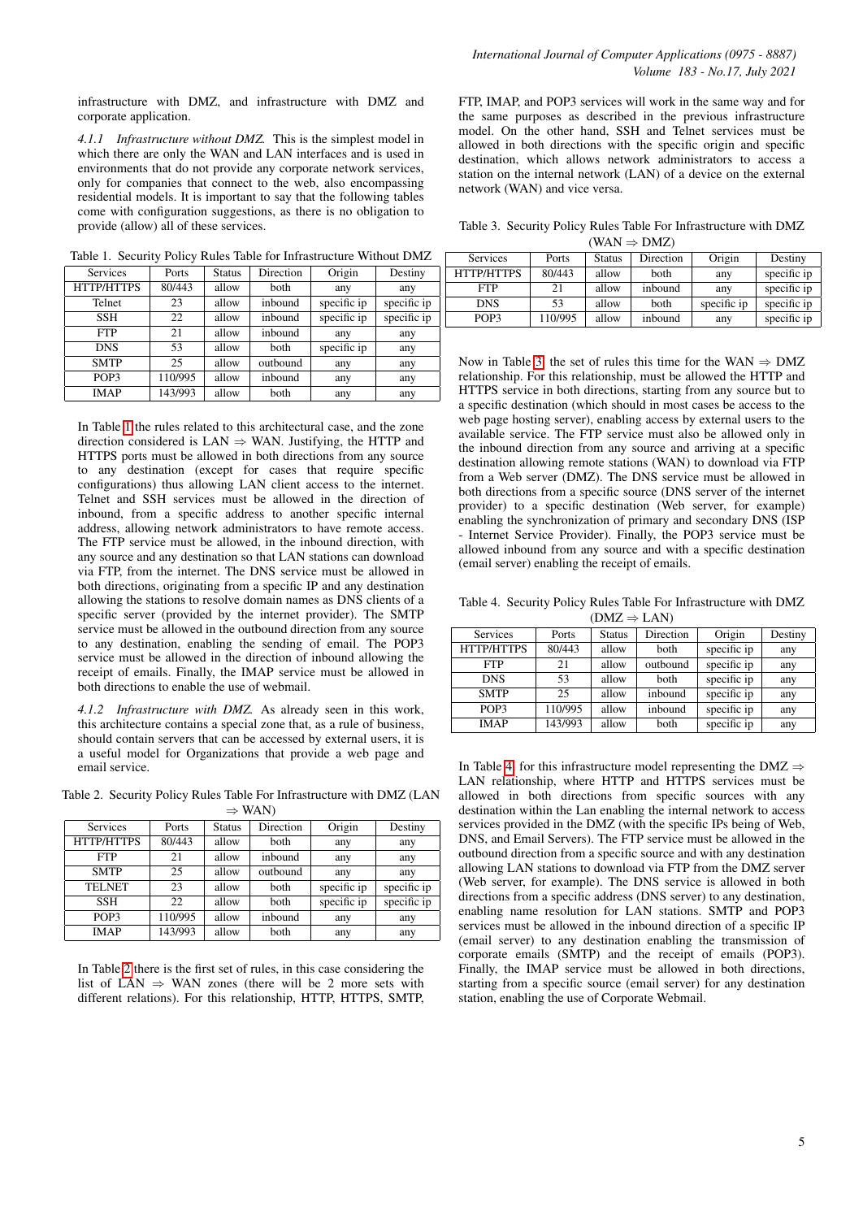infrastructure with DMZ, and infrastructure with DMZ and corporate application.

*4.1.1 Infrastructure without DMZ.* This is the simplest model in which there are only the WAN and LAN interfaces and is used in environments that do not provide any corporate network services, only for companies that connect to the web, also encompassing residential models. It is important to say that the following tables come with configuration suggestions, as there is no obligation to provide (allow) all of these services.

Table 1. Security Policy Rules Table for Infrastructure Without DMZ

| Services | Ports | Status | Direction | Origin | Destiny |
|---|---|---|---|---|---|
| HTTP/HTTPS | 80/443 | allow | both | any | any |
| Telnet | 23 | allow | inbound | specific ip | specific ip |
| SSH | 22 | allow | inbound | specific ip | specific ip |
| FTP | 21 | allow | inbound | any | any |
| DNS | 53 | allow | both | specific ip | any |
| SMTP | 25 | allow | outbound | any | any |
| POP3 | 110/995 | allow | inbound | any | any |
| IMAP | 143/993 | allow | both | any | any |

In Table 1 the rules related to this architectural case, and the zone direction considered is LAN $\Rightarrow$ WAN. Justifying, the HTTP and HTTPS ports must be allowed in both directions from any source to any destination (except for cases that require specific configurations) thus allowing LAN client access to the internet. Telnet and SSH services must be allowed in the direction of inbound, from a specific address to another specific internal address, allowing network administrators to have remote access. The FTP service must be allowed, in the inbound direction, with any source and any destination so that LAN stations can download via FTP, from the internet. The DNS service must be allowed in both directions, originating from a specific IP and any destination allowing the stations to resolve domain names as DNS clients of a specific server (provided by the internet provider). The SMTP service must be allowed in the outbound direction from any source to any destination, enabling the sending of email. The POP3 service must be allowed in the direction of inbound allowing the receipt of emails. Finally, the IMAP service must be allowed in both directions to enable the use of webmail.

*4.1.2 Infrastructure with DMZ.* As already seen in this work, this architecture contains a special zone that, as a rule of business, should contain servers that can be accessed by external users, it is a useful model for Organizations that provide a web page and email service.

Table 2. Security Policy Rules Table For Infrastructure with DMZ (LAN $\Rightarrow$ WAN)

| Services | Ports | Status | Direction | Origin | Destiny |
|---|---|---|---|---|---|
| HTTP/HTTPS | 80/443 | allow | both | any | any |
| FTP | 21 | allow | inbound | any | any |
| SMTP | 25 | allow | outbound | any | any |
| TELNET | 23 | allow | both | specific ip | specific ip |
| SSH | 22 | allow | both | specific ip | specific ip |
| POP3 | 110/995 | allow | inbound | any | any |
| IMAP | 143/993 | allow | both | any | any |

In Table 2 there is the first set of rules, in this case considering the list of LAN $\Rightarrow$ WAN zones (there will be 2 more sets with different relations). For this relationship, HTTP, HTTPS, SMTP, FTP, IMAP, and POP3 services will work in the same way and for the same purposes as described in the previous infrastructure model. On the other hand, SSH and Telnet services must be allowed in both directions with the specific origin and specific destination, which allows network administrators to access a station on the internal network (LAN) of a device on the external network (WAN) and vice versa.

Table 3. Security Policy Rules Table For Infrastructure with DMZ (WAN $\Rightarrow$ DMZ)

| Services | Ports | Status | Direction | Origin | Destiny |
|---|---|---|---|---|---|
| HTTP/HTTPS | 80/443 | allow | both | any | specific ip |
| FTP | 21 | allow | inbound | any | specific ip |
| DNS | 53 | allow | both | specific ip | specific ip |
| POP3 | 110/995 | allow | inbound | any | specific ip |

Now in Table 3, the set of rules this time for the WAN $\Rightarrow$ DMZ relationship. For this relationship, must be allowed the HTTP and HTTPS service in both directions, starting from any source but to a specific destination (which should in most cases be access to the web page hosting server), enabling access by external users to the available service. The FTP service must also be allowed only in the inbound direction from any source and arriving at a specific destination allowing remote stations (WAN) to download via FTP from a Web server (DMZ). The DNS service must be allowed in both directions from a specific source (DNS server of the internet provider) to a specific destination (Web server, for example) enabling the synchronization of primary and secondary DNS (ISP - Internet Service Provider). Finally, the POP3 service must be allowed inbound from any source and with a specific destination (email server) enabling the receipt of emails.

Table 4. Security Policy Rules Table For Infrastructure with DMZ (DMZ $\Rightarrow$ LAN)

| Services | Ports | Status | Direction | Origin | Destiny |
|---|---|---|---|---|---|
| HTTP/HTTPS | 80/443 | allow | both | specific ip | any |
| FTP | 21 | allow | outbound | specific ip | any |
| DNS | 53 | allow | both | specific ip | any |
| SMTP | 25 | allow | inbound | specific ip | any |
| POP3 | 110/995 | allow | inbound | specific ip | any |
| IMAP | 143/993 | allow | both | specific ip | any |

In Table 4, for this infrastructure model representing the DMZ $\Rightarrow$ LAN relationship, where HTTP and HTTPS services must be allowed in both directions from specific sources with any destination within the Lan enabling the internal network to access services provided in the DMZ (with the specific IPs being of Web, DNS, and Email Servers). The FTP service must be allowed in the outbound direction from a specific source and with any destination allowing LAN stations to download via FTP from the DMZ server (Web server, for example). The DNS service is allowed in both directions from a specific address (DNS server) to any destination, enabling name resolution for LAN stations. SMTP and POP3 services must be allowed in the inbound direction of a specific IP (email server) to any destination enabling the transmission of corporate emails (SMTP) and the receipt of emails (POP3). Finally, the IMAP service must be allowed in both directions, starting from a specific source (email server) for any destination station, enabling the use of Corporate Webmail.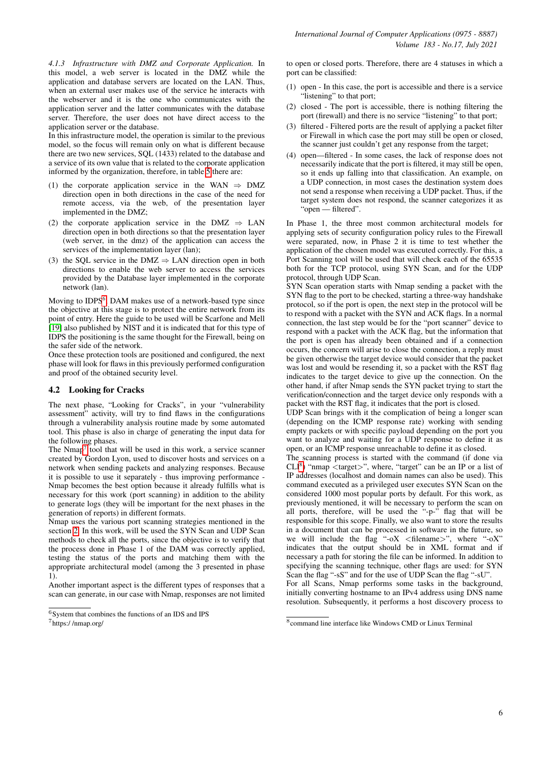*4.1.3 Infrastructure with DMZ and Corporate Application.* In this model, a web server is located in the DMZ while the application and database servers are located on the LAN. Thus, when an external user makes use of the service he interacts with the webserver and it is the one who communicates with the application server and the latter communicates with the database server. Therefore, the user does not have direct access to the application server or the database.

In this infrastructure model, the operation is similar to the previous model, so the focus will remain only on what is different because there are two new services, SQL (1433) related to the database and a service of its own value that is related to the corporate application informed by the organization, therefore, in table 5 there are:

(1) the corporate application service in the WAN $\Rightarrow$ DMZ direction open in both directions in the case of the need for remote access, via the web, of the presentation layer implemented in the DMZ;
(2) the corporate application service in the DMZ $\Rightarrow$ LAN direction open in both directions so that the presentation layer (web server, in the dmz) of the application can access the services of the implementation layer (lan);
(3) the SQL service in the DMZ $\Rightarrow$ LAN direction open in both directions to enable the web server to access the services provided by the Database layer implemented in the corporate network (lan).

Moving to IDPS[6], DAM makes use of a network-based type since the objective at this stage is to protect the entire network from its point of entry. Here the guide to be used will be Scarfone and Mell [19] also published by NIST and it is indicated that for this type of IDPS the positioning is the same thought for the Firewall, being on the safer side of the network.

Once these protection tools are positioned and configured, the next phase will look for flaws in this previously performed configuration and proof of the obtained security level.

## 4.2 Looking for Cracks

The next phase, "Looking for Cracks", in your "vulnerability assessment" activity, will try to find flaws in the configurations through a vulnerability analysis routine made by some automated tool. This phase is also in charge of generating the input data for the following phases.

The Nmap[7] tool that will be used in this work, a service scanner created by Gordon Lyon, used to discover hosts and services on a network when sending packets and analyzing responses. Because it is possible to use it separately - thus improving performance - Nmap becomes the best option because it already fulfills what is necessary for this work (port scanning) in addition to the ability to generate logs (they will be important for the next phases in the generation of reports) in different formats.

Nmap uses the various port scanning strategies mentioned in the section 2. In this work, will be used the SYN Scan and UDP Scan methods to check all the ports, since the objective is to verify that the process done in Phase 1 of the DAM was correctly applied, testing the status of the ports and matching them with the appropriate architectural model (among the 3 presented in phase 1).

Another important aspect is the different types of responses that a scan can generate, in our case with Nmap, responses are not limited to open or closed ports. Therefore, there are 4 statuses in which a port can be classified:

(1) open - In this case, the port is accessible and there is a service "listening" to that port;
(2) closed - The port is accessible, there is nothing filtering the port (firewall) and there is no service "listening" to that port;
(3) filtered - Filtered ports are the result of applying a packet filter or Firewall in which case the port may still be open or closed, the scanner just couldn't get any response from the target;
(4) open—filtered - In some cases, the lack of response does not necessarily indicate that the port is filtered, it may still be open, so it ends up falling into that classification. An example, on a UDP connection, in most cases the destination system does not send a response when receiving a UDP packet. Thus, if the target system does not respond, the scanner categorizes it as "open — filtered".

In Phase 1, the three most common architectural models for applying sets of security configuration policy rules to the Firewall were separated, now, in Phase 2 it is time to test whether the application of the chosen model was executed correctly. For this, a Port Scanning tool will be used that will check each of the 65535 both for the TCP protocol, using SYN Scan, and for the UDP protocol, through UDP Scan.

SYN Scan operation starts with Nmap sending a packet with the SYN flag to the port to be checked, starting a three-way handshake protocol, so if the port is open, the next step in the protocol will be to respond with a packet with the SYN and ACK flags. In a normal connection, the last step would be for the "port scanner" device to respond with a packet with the ACK flag, but the information that the port is open has already been obtained and if a connection occurs, the concern will arise to close the connection, a reply must be given otherwise the target device would consider that the packet was lost and would be resending it, so a packet with the RST flag indicates to the target device to give up the connection. On the other hand, if after Nmap sends the SYN packet trying to start the verification/connection and the target device only responds with a packet with the RST flag, it indicates that the port is closed.

UDP Scan brings with it the complication of being a longer scan (depending on the ICMP response rate) working with sending empty packets or with specific payload depending on the port you want to analyze and waiting for a UDP response to define it as open, or an ICMP response unreachable to define it as closed.

The scanning process is started with the command (if done via CLI[8]) "nmap <target>", where, "target" can be an IP or a list of IP addresses (localhost and domain names can also be used). This command executed as a privileged user executes SYN Scan on the considered 1000 most popular ports by default. For this work, as previously mentioned, it will be necessary to perform the scan on all ports, therefore, will be used the "-p-" flag that will be responsible for this scope. Finally, we also want to store the results in a document that can be processed in software in the future, so we will include the flag "-oX <filename>", where "-oX" indicates that the output should be in XML format and if necessary a path for storing the file can be informed. In addition to specifying the scanning technique, other flags are used: for SYN Scan the flag "-sS" and for the use of UDP Scan the flag "-sU".

For all Scans, Nmap performs some tasks in the background, initially converting hostname to an IPv4 address using DNS name resolution. Subsequently, it performs a host discovery process to

[6] System that combines the functions of an IDS and IPS

[7] https:/ /nmap.org/

[8] command line interface like Windows CMD or Linux Terminal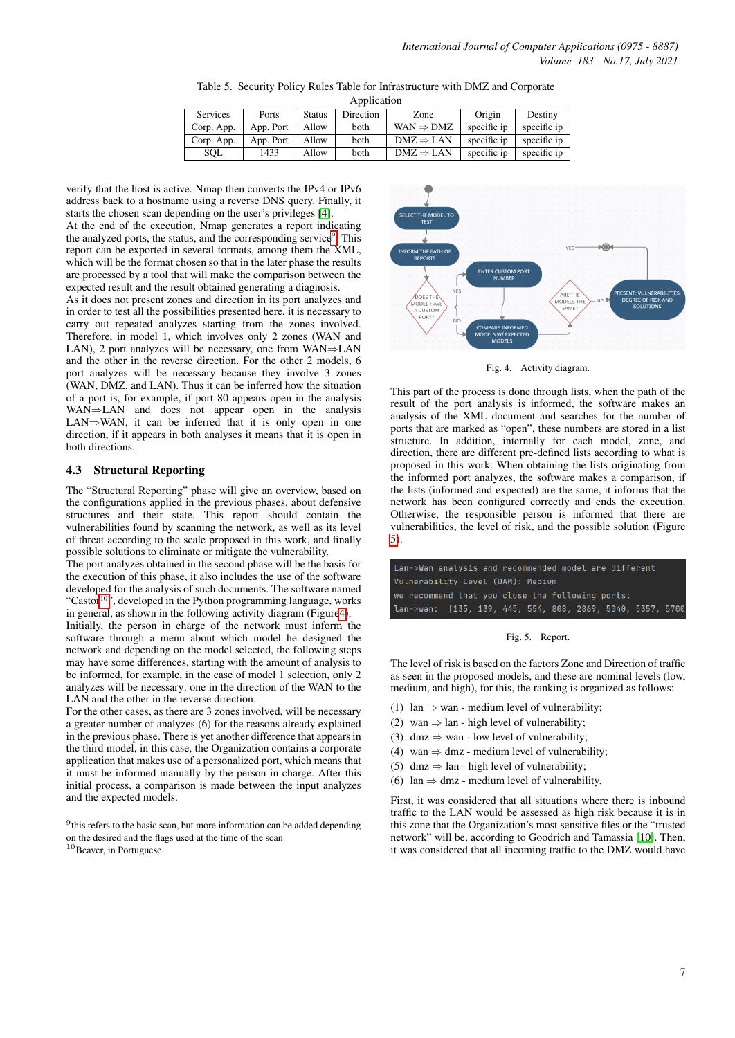Table 5. Security Policy Rules Table for Infrastructure with DMZ and Corporate Application

| Services | Ports | Status | Direction | Zone | Origin | Destiny |
| --- | --- | --- | --- | --- | --- | --- |
| Corp. App. | App. Port | Allow | both | WAN ⇒ DMZ | specific ip | specific ip |
| Corp. App. | App. Port | Allow | both | DMZ ⇒ LAN | specific ip | specific ip |
| SQL | 1433 | Allow | both | DMZ ⇒ LAN | specific ip | specific ip |

verify that the host is active. Nmap then converts the IPv4 or IPv6 address back to a hostname using a reverse DNS query. Finally, it starts the chosen scan depending on the user's privileges [4].

At the end of the execution, Nmap generates a report indicating the analyzed ports, the status, and the corresponding service[9]. This report can be exported in several formats, among them the XML, which will be the format chosen so that in the later phase the results are processed by a tool that will make the comparison between the expected result and the result obtained generating a diagnosis.

As it does not present zones and direction in its port analyzes and in order to test all the possibilities presented here, it is necessary to carry out repeated analyzes starting from the zones involved. Therefore, in model 1, which involves only 2 zones (WAN and LAN), 2 port analyzes will be necessary, one from WAN⇒LAN and the other in the reverse direction. For the other 2 models, 6 port analyzes will be necessary because they involve 3 zones (WAN, DMZ, and LAN). Thus it can be inferred how the situation of a port is, for example, if port 80 appears open in the analysis WAN⇒LAN and does not appear open in the analysis LAN⇒WAN, it can be inferred that it is only open in one direction, if it appears in both analyses it means that it is open in both directions.

### 4.3 Structural Reporting

The "Structural Reporting" phase will give an overview, based on the configurations applied in the previous phases, about defensive structures and their state. This report should contain the vulnerabilities found by scanning the network, as well as its level of threat according to the scale proposed in this work, and finally possible solutions to eliminate or mitigate the vulnerability.

The port analyzes obtained in the second phase will be the basis for the execution of this phase, it also includes the use of the software developed for the analysis of such documents. The software named "Castor[10]", developed in the Python programming language, works in general, as shown in the following activity diagram (Figure 4).

Initially, the person in charge of the network must inform the software through a menu about which model he designed the network and depending on the model selected, the following steps may have some differences, starting with the amount of analysis to be informed, for example, in the case of model 1 selection, only 2 analyzes will be necessary: one in the direction of the WAN to the LAN and the other in the reverse direction.

For the other cases, as there are 3 zones involved, will be necessary a greater number of analyzes (6) for the reasons already explained in the previous phase. There is yet another difference that appears in the third model, in this case, the Organization contains a corporate application that makes use of a personalized port, which means that it must be informed manually by the person in charge. After this initial process, a comparison is made between the input analyzes and the expected models.

[9] this refers to the basic scan, but more information can be added depending on the desired and the flags used at the time of the scan

[10] Beaver, in Portuguese

Fig. 4. Activity diagram.

This part of the process is done through lists, when the path of the result of the port analysis is informed, the software makes an analysis of the XML document and searches for the number of ports that are marked as "open", these numbers are stored in a list structure. In addition, internally for each model, zone, and direction, there are different pre-defined lists according to what is proposed in this work. When obtaining the lists originating from the informed port analyzes, the software makes a comparison, if the lists (informed and expected) are the same, it informs that the network has been configured correctly and ends the execution. Otherwise, the responsible person is informed that there are vulnerabilities, the level of risk, and the possible solution (Figure 5).

```
Lan->Wan analysis and recommended model are different
Vulnerability Level (DAM): Medium
we recommend that you close the following ports:
lan->wan:  [135, 139, 445, 554, 808, 2869, 5040, 5357, 5700
```

Fig. 5. Report.

The level of risk is based on the factors Zone and Direction of traffic as seen in the proposed models, and these are nominal levels (low, medium, and high), for this, the ranking is organized as follows:

(1) lan ⇒ wan - medium level of vulnerability;
(2) wan ⇒ lan - high level of vulnerability;
(3) dmz ⇒ wan - low level of vulnerability;
(4) wan ⇒ dmz - medium level of vulnerability;
(5) dmz ⇒ lan - high level of vulnerability;
(6) lan ⇒ dmz - medium level of vulnerability.

First, it was considered that all situations where there is inbound traffic to the LAN would be assessed as high risk because it is in this zone that the Organization's most sensitive files or the "trusted network" will be, according to Goodrich and Tamassia [10]. Then, it was considered that all incoming traffic to the DMZ would have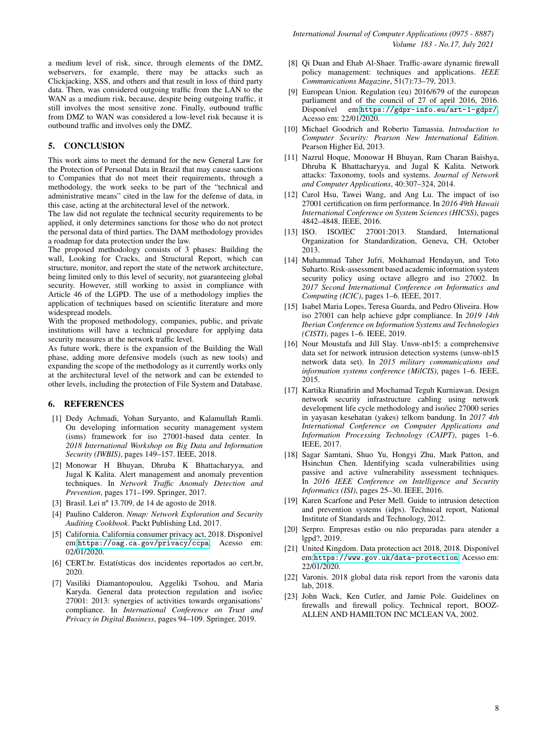a medium level of risk, since, through elements of the DMZ, webservers, for example, there may be attacks such as Clickjacking, XSS, and others and that result in loss of third party data. Then, was considered outgoing traffic from the LAN to the WAN as a medium risk, because, despite being outgoing traffic, it still involves the most sensitive zone. Finally, outbound traffic from DMZ to WAN was considered a low-level risk because it is outbound traffic and involves only the DMZ.

## 5. CONCLUSION

This work aims to meet the demand for the new General Law for the Protection of Personal Data in Brazil that may cause sanctions to Companies that do not meet their requirements, through a methodology, the work seeks to be part of the "technical and administrative means" cited in the law for the defense of data, in this case, acting at the architectural level of the network.

The law did not regulate the technical security requirements to be applied, it only determines sanctions for those who do not protect the personal data of third parties. The DAM methodology provides a roadmap for data protection under the law.

The proposed methodology consists of 3 phases: Building the wall, Looking for Cracks, and Structural Report, which can structure, monitor, and report the state of the network architecture, being limited only to this level of security, not guaranteeing global security. However, still working to assist in compliance with Article 46 of the LGPD. The use of a methodology implies the application of techniques based on scientific literature and more widespread models.

With the proposed methodology, companies, public, and private institutions will have a technical procedure for applying data security measures at the network traffic level.

As future work, there is the expansion of the Building the Wall phase, adding more defensive models (such as new tools) and expanding the scope of the methodology as it currently works only at the architectural level of the network and can be extended to other levels, including the protection of File System and Database.

## 6. REFERENCES

[1] Dedy Achmadi, Yohan Suryanto, and Kalamullah Ramli. On developing information security management system (isms) framework for iso 27001-based data center. In *2018 International Workshop on Big Data and Information Security (IWBIS)*, pages 149–157. IEEE, 2018.

[2] Monowar H Bhuyan, Dhruba K Bhattacharyya, and Jugal K Kalita. Alert management and anomaly prevention techniques. In *Network Traffic Anomaly Detection and Prevention*, pages 171–199. Springer, 2017.

[3] Brasil. Lei nº 13.709, de 14 de agosto de 2018.

[4] Paulino Calderon. *Nmap: Network Exploration and Security Auditing Cookbook*. Packt Publishing Ltd, 2017.

[5] California. California consumer privacy act, 2018. Disponível em: https://oag.ca.gov/privacy/ccpa. Acesso em: 02/01/2020.

[6] CERT.br. Estatísticas dos incidentes reportados ao cert.br, 2020.

[7] Vasiliki Diamantopoulou, Aggeliki Tsohou, and Maria Karyda. General data protection regulation and iso/iec 27001: 2013: synergies of activities towards organisations' compliance. In *International Conference on Trust and Privacy in Digital Business*, pages 94–109. Springer, 2019.

[8] Qi Duan and Ehab Al-Shaer. Traffic-aware dynamic firewall policy management: techniques and applications. *IEEE Communications Magazine*, 51(7):73–79, 2013.

[9] European Union. Regulation (eu) 2016/679 of the european parliament and of the council of 27 of april 2016, 2016. Disponível em: https://gdpr-info.eu/art-1-gdpr/. Acesso em: 22/01/2020.

[10] Michael Goodrich and Roberto Tamassia. *Introduction to Computer Security: Pearson New International Edition*. Pearson Higher Ed, 2013.

[11] Nazrul Hoque, Monowar H Bhuyan, Ram Charan Baishya, Dhruba K Bhattacharyya, and Jugal K Kalita. Network attacks: Taxonomy, tools and systems. *Journal of Network and Computer Applications*, 40:307–324, 2014.

[12] Carol Hsu, Tawei Wang, and Ang Lu. The impact of iso 27001 certification on firm performance. In *2016 49th Hawaii International Conference on System Sciences (HICSS)*, pages 4842–4848. IEEE, 2016.

[13] ISO. ISO/IEC 27001:2013. Standard, International Organization for Standardization, Geneva, CH, October 2013.

[14] Muhammad Taher Jufri, Mokhamad Hendayun, and Toto Suharto. Risk-assessment based academic information system security policy using octave allegro and iso 27002. In *2017 Second International Conference on Informatics and Computing (ICIC)*, pages 1–6. IEEE, 2017.

[15] Isabel Maria Lopes, Teresa Guarda, and Pedro Oliveira. How iso 27001 can help achieve gdpr compliance. In *2019 14th Iberian Conference on Information Systems and Technologies (CISTI)*, pages 1–6. IEEE, 2019.

[16] Nour Moustafa and Jill Slay. Unsw-nb15: a comprehensive data set for network intrusion detection systems (unsw-nb15 network data set). In *2015 military communications and information systems conference (MilCIS)*, pages 1–6. IEEE, 2015.

[17] Kartika Rianafirin and Mochamad Teguh Kurniawan. Design network security infrastructure cabling using network development life cycle methodology and iso/iec 27000 series in yayasan kesehatan (yakes) telkom bandung. In *2017 4th International Conference on Computer Applications and Information Processing Technology (CAIPT)*, pages 1–6. IEEE, 2017.

[18] Sagar Samtani, Shuo Yu, Hongyi Zhu, Mark Patton, and Hsinchun Chen. Identifying scada vulnerabilities using passive and active vulnerability assessment techniques. In *2016 IEEE Conference on Intelligence and Security Informatics (ISI)*, pages 25–30. IEEE, 2016.

[19] Karen Scarfone and Peter Mell. Guide to intrusion detection and prevention systems (idps). Technical report, National Institute of Standards and Technology, 2012.

[20] Serpro. Empresas estão ou não preparadas para atender a lgpd?, 2019.

[21] United Kingdom. Data protection act 2018, 2018. Disponível em: https://www.gov.uk/data-protection. Acesso em: 22/01/2020.

[22] Varonis. 2018 global data risk report from the varonis data lab, 2018.

[23] John Wack, Ken Cutler, and Jamie Pole. Guidelines on firewalls and firewall policy. Technical report, BOOZ-ALLEN AND HAMILTON INC MCLEAN VA, 2002.